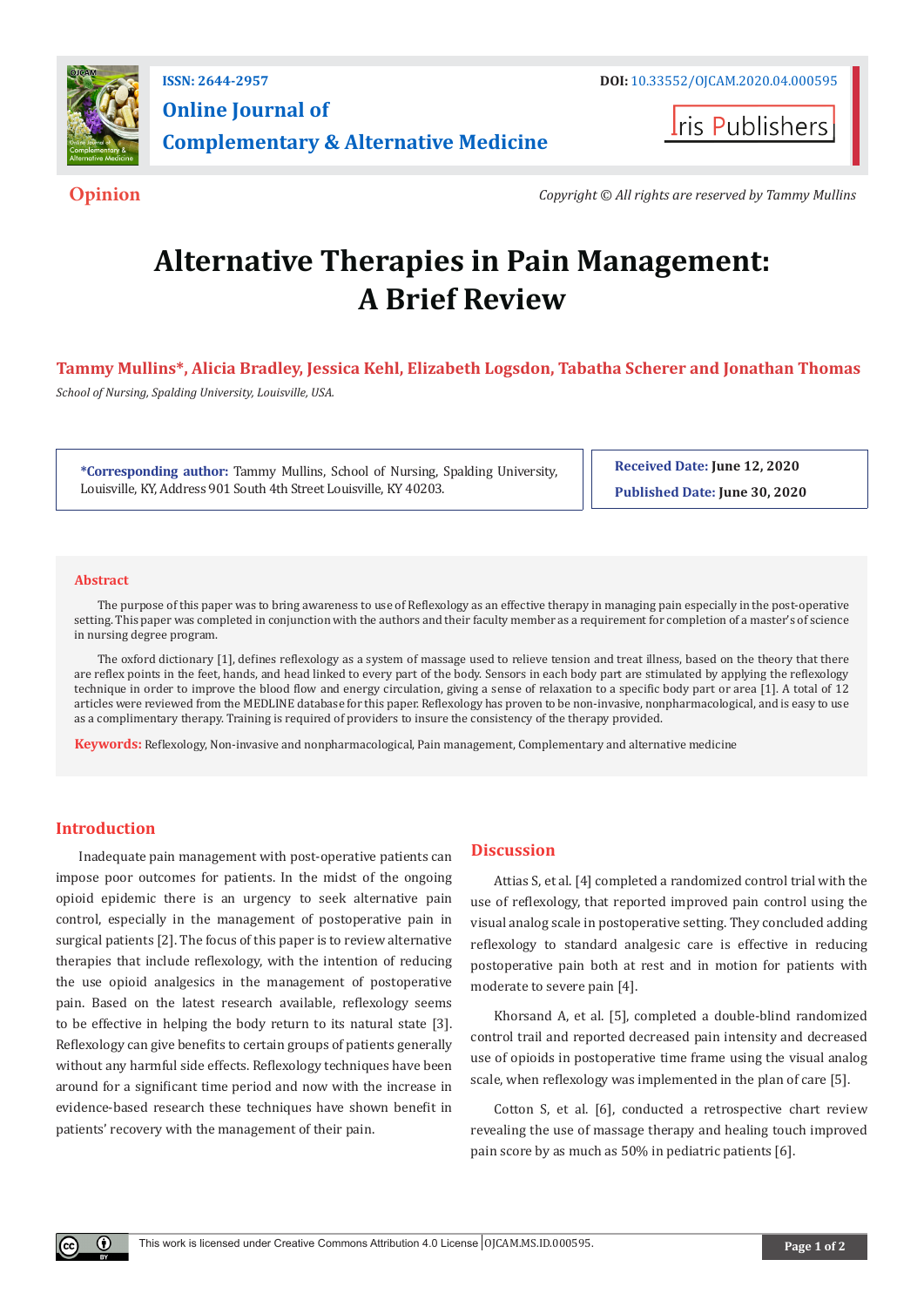ISSN: 2644-2957

**Online Journal of Complementary & Alternative Medicine**

DOI: 10.33552/OJCAM.2020.04.000595

Iris Publishers

**Opinion**

*Copyright © All rights are reserved by Tammy Mullins*

# Alternative Therapies in Pain Management: A Brief Review

**Tammy Mullins*, Alicia Bradley, Jessica Kehl, Elizabeth Logsdon, Tabatha Scherer and Jonathan Thomas**

*School of Nursing, Spalding University, Louisville, USA.*

**\*Corresponding author:** Tammy Mullins, School of Nursing, Spalding University, Louisville, KY, Address 901 South 4th Street Louisville, KY 40203.

**Received Date: June 12, 2020**

**Published Date: June 30, 2020**

## Abstract

The purpose of this paper was to bring awareness to use of Reflexology as an effective therapy in managing pain especially in the post-operative setting. This paper was completed in conjunction with the authors and their faculty member as a requirement for completion of a master's of science in nursing degree program.

The oxford dictionary [1], defines reflexology as a system of massage used to relieve tension and treat illness, based on the theory that there are reflex points in the feet, hands, and head linked to every part of the body. Sensors in each body part are stimulated by applying the reflexology technique in order to improve the blood flow and energy circulation, giving a sense of relaxation to a specific body part or area [1]. A total of 12 articles were reviewed from the MEDLINE database for this paper. Reflexology has proven to be non-invasive, nonpharmacological, and is easy to use as a complimentary therapy. Training is required of providers to insure the consistency of the therapy provided.

**Keywords:** Reflexology, Non-invasive and nonpharmacological, Pain management, Complementary and alternative medicine

## Introduction

Inadequate pain management with post-operative patients can impose poor outcomes for patients. In the midst of the ongoing opioid epidemic there is an urgency to seek alternative pain control, especially in the management of postoperative pain in surgical patients [2]. The focus of this paper is to review alternative therapies that include reflexology, with the intention of reducing the use opioid analgesics in the management of postoperative pain. Based on the latest research available, reflexology seems to be effective in helping the body return to its natural state [3]. Reflexology can give benefits to certain groups of patients generally without any harmful side effects. Reflexology techniques have been around for a significant time period and now with the increase in evidence-based research these techniques have shown benefit in patients' recovery with the management of their pain.

## Discussion

Attias S, et al. [4] completed a randomized control trial with the use of reflexology, that reported improved pain control using the visual analog scale in postoperative setting. They concluded adding reflexology to standard analgesic care is effective in reducing postoperative pain both at rest and in motion for patients with moderate to severe pain [4].

Khorsand A, et al. [5], completed a double-blind randomized control trail and reported decreased pain intensity and decreased use of opioids in postoperative time frame using the visual analog scale, when reflexology was implemented in the plan of care [5].

Cotton S, et al. [6], conducted a retrospective chart review revealing the use of massage therapy and healing touch improved pain score by as much as 50% in pediatric patients [6].

This work is licensed under Creative Commons Attribution 4.0 License OJCAM.MS.ID.000595.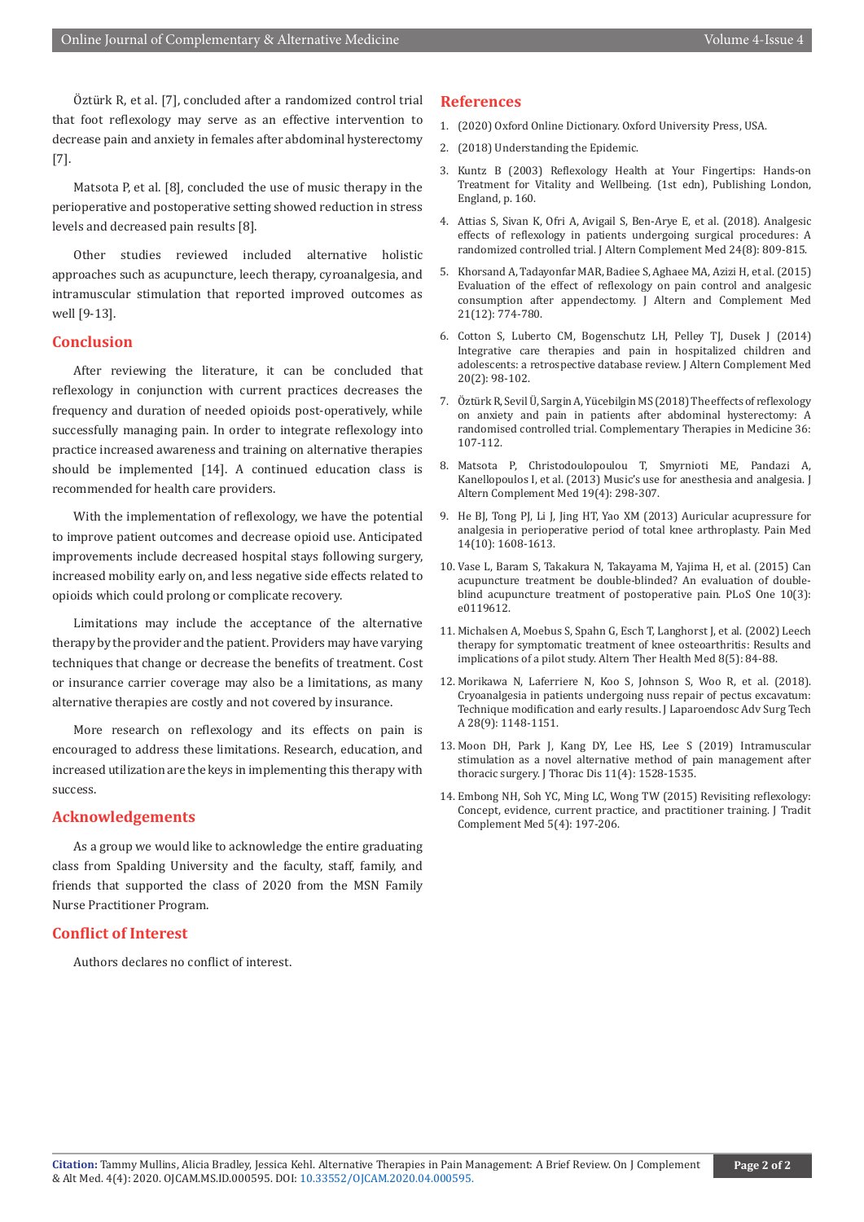Öztürk R, et al. [7], concluded after a randomized control trial that foot reflexology may serve as an effective intervention to decrease pain and anxiety in females after abdominal hysterectomy [7].

Matsota P, et al. [8], concluded the use of music therapy in the perioperative and postoperative setting showed reduction in stress levels and decreased pain results [8].

Other studies reviewed included alternative holistic approaches such as acupuncture, leech therapy, cyroanalgesia, and intramuscular stimulation that reported improved outcomes as well [9-13].

## Conclusion

After reviewing the literature, it can be concluded that reflexology in conjunction with current practices decreases the frequency and duration of needed opioids post-operatively, while successfully managing pain. In order to integrate reflexology into practice increased awareness and training on alternative therapies should be implemented [14]. A continued education class is recommended for health care providers.

With the implementation of reflexology, we have the potential to improve patient outcomes and decrease opioid use. Anticipated improvements include decreased hospital stays following surgery, increased mobility early on, and less negative side effects related to opioids which could prolong or complicate recovery.

Limitations may include the acceptance of the alternative therapy by the provider and the patient. Providers may have varying techniques that change or decrease the benefits of treatment. Cost or insurance carrier coverage may also be a limitations, as many alternative therapies are costly and not covered by insurance.

More research on reflexology and its effects on pain is encouraged to address these limitations. Research, education, and increased utilization are the keys in implementing this therapy with success.

## Acknowledgements

As a group we would like to acknowledge the entire graduating class from Spalding University and the faculty, staff, family, and friends that supported the class of 2020 from the MSN Family Nurse Practitioner Program.

## Conflict of Interest

Authors declares no conflict of interest.

## References

1. (2020) Oxford Online Dictionary. Oxford University Press, USA.
2. (2018) Understanding the Epidemic.
3. Kuntz B (2003) Reflexology Health at Your Fingertips: Hands-on Treatment for Vitality and Wellbeing. (1st edn), Publishing London, England, p. 160.
4. Attias S, Sivan K, Ofri A, Avigail S, Ben-Arye E, et al. (2018). Analgesic effects of reflexology in patients undergoing surgical procedures: A randomized controlled trial. J Altern Complement Med 24(8): 809-815.
5. Khorsand A, Tadayonfar MAR, Badiee S, Aghaee MA, Azizi H, et al. (2015) Evaluation of the effect of reflexology on pain control and analgesic consumption after appendectomy. J Altern and Complement Med 21(12): 774-780.
6. Cotton S, Luberto CM, Bogenschutz LH, Pelley TJ, Dusek J (2014) Integrative care therapies and pain in hospitalized children and adolescents: a retrospective database review. J Altern Complement Med 20(2): 98-102.
7. Öztürk R, Sevil Ü, Sargin A, Yücebilgin MS (2018) The effects of reflexology on anxiety and pain in patients after abdominal hysterectomy: A randomised controlled trial. Complementary Therapies in Medicine 36: 107-112.
8. Matsota P, Christodoulopoulou T, Smyrnioti ME, Pandazi A, Kanellopoulos I, et al. (2013) Music's use for anesthesia and analgesia. J Altern Complement Med 19(4): 298-307.
9. He BJ, Tong PJ, Li J, Jing HT, Yao XM (2013) Auricular acupressure for analgesia in perioperative period of total knee arthroplasty. Pain Med 14(10): 1608-1613.
10. Vase L, Baram S, Takakura N, Takayama M, Yajima H, et al. (2015) Can acupuncture treatment be double-blinded? An evaluation of double-blind acupuncture treatment of postoperative pain. PLoS One 10(3): e0119612.
11. Michalsen A, Moebus S, Spahn G, Esch T, Langhorst J, et al. (2002) Leech therapy for symptomatic treatment of knee osteoarthritis: Results and implications of a pilot study. Altern Ther Health Med 8(5): 84-88.
12. Morikawa N, Laferriere N, Koo S, Johnson S, Woo R, et al. (2018). Cryoanalgesia in patients undergoing nuss repair of pectus excavatum: Technique modification and early results. J Laparoendosc Adv Surg Tech A 28(9): 1148-1151.
13. Moon DH, Park J, Kang DY, Lee HS, Lee S (2019) Intramuscular stimulation as a novel alternative method of pain management after thoracic surgery. J Thorac Dis 11(4): 1528-1535.
14. Embong NH, Soh YC, Ming LC, Wong TW (2015) Revisiting reflexology: Concept, evidence, current practice, and practitioner training. J Tradit Complement Med 5(4): 197-206.

**Citation:** Tammy Mullins, Alicia Bradley, Jessica Kehl. Alternative Therapies in Pain Management: A Brief Review. On J Complement & Alt Med. 4(4): 2020. OJCAM.MS.ID.000595. DOI: 10.33552/OJCAM.2020.04.000595.